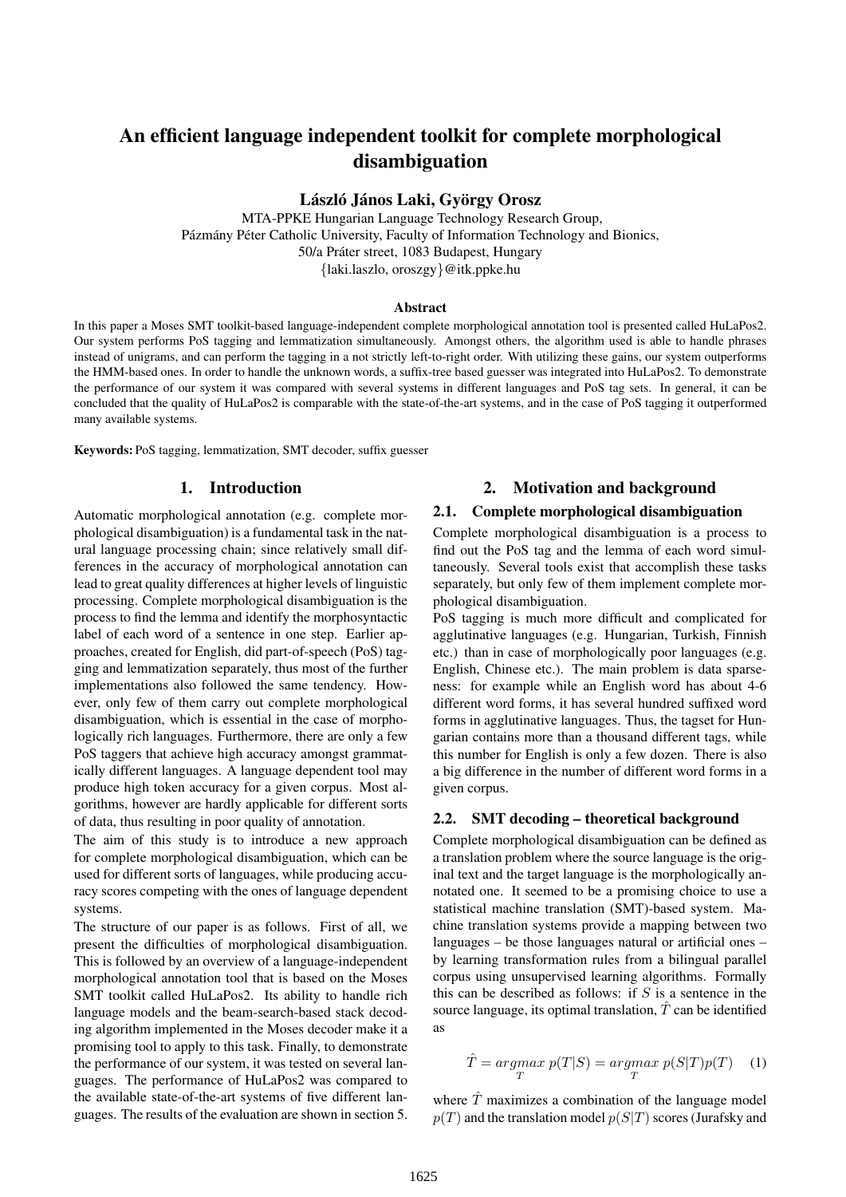# An efficient language independent toolkit for complete morphological disambiguation

**László János Laki, György Orosz**

MTA-PPKE Hungarian Language Technology Research Group,
Pázmány Péter Catholic University, Faculty of Information Technology and Bionics,
50/a Práter street, 1083 Budapest, Hungary
{laki.laszlo, oroszgy}@itk.ppke.hu

### Abstract

In this paper a Moses SMT toolkit-based language-independent complete morphological annotation tool is presented called HuLaPos2. Our system performs PoS tagging and lemmatization simultaneously. Amongst others, the algorithm used is able to handle phrases instead of unigrams, and can perform the tagging in a not strictly left-to-right order. With utilizing these gains, our system outperforms the HMM-based ones. In order to handle the unknown words, a suffix-tree based guesser was integrated into HuLaPos2. To demonstrate the performance of our system it was compared with several systems in different languages and PoS tag sets. In general, it can be concluded that the quality of HuLaPos2 is comparable with the state-of-the-art systems, and in the case of PoS tagging it outperformed many available systems.

**Keywords:** PoS tagging, lemmatization, SMT decoder, suffix guesser

## 1. Introduction

Automatic morphological annotation (e.g. complete morphological disambiguation) is a fundamental task in the natural language processing chain; since relatively small differences in the accuracy of morphological annotation can lead to great quality differences at higher levels of linguistic processing. Complete morphological disambiguation is the process to find the lemma and identify the morphosyntactic label of each word of a sentence in one step. Earlier approaches, created for English, did part-of-speech (PoS) tagging and lemmatization separately, thus most of the further implementations also followed the same tendency. However, only few of them carry out complete morphological disambiguation, which is essential in the case of morphologically rich languages. Furthermore, there are only a few PoS taggers that achieve high accuracy amongst grammatically different languages. A language dependent tool may produce high token accuracy for a given corpus. Most algorithms, however are hardly applicable for different sorts of data, thus resulting in poor quality of annotation.

The aim of this study is to introduce a new approach for complete morphological disambiguation, which can be used for different sorts of languages, while producing accuracy scores competing with the ones of language dependent systems.

The structure of our paper is as follows. First of all, we present the difficulties of morphological disambiguation. This is followed by an overview of a language-independent morphological annotation tool that is based on the Moses SMT toolkit called HuLaPos2. Its ability to handle rich language models and the beam-search-based stack decoding algorithm implemented in the Moses decoder make it a promising tool to apply to this task. Finally, to demonstrate the performance of our system, it was tested on several languages. The performance of HuLaPos2 was compared to the available state-of-the-art systems of five different languages. The results of the evaluation are shown in section 5.

## 2. Motivation and background

### 2.1. Complete morphological disambiguation

Complete morphological disambiguation is a process to find out the PoS tag and the lemma of each word simultaneously. Several tools exist that accomplish these tasks separately, but only few of them implement complete morphological disambiguation.

PoS tagging is much more difficult and complicated for agglutinative languages (e.g. Hungarian, Turkish, Finnish etc.) than in case of morphologically poor languages (e.g. English, Chinese etc.). The main problem is data sparseness: for example while an English word has about 4-6 different word forms, it has several hundred suffixed word forms in agglutinative languages. Thus, the tagset for Hungarian contains more than a thousand different tags, while this number for English is only a few dozen. There is also a big difference in the number of different word forms in a given corpus.

### 2.2. SMT decoding – theoretical background

Complete morphological disambiguation can be defined as a translation problem where the source language is the original text and the target language is the morphologically annotated one. It seemed to be a promising choice to use a statistical machine translation (SMT)-based system. Machine translation systems provide a mapping between two languages – be those languages natural or artificial ones – by learning transformation rules from a bilingual parallel corpus using unsupervised learning algorithms. Formally this can be described as follows: if $S$ is a sentence in the source language, its optimal translation, $\hat{T}$ can be identified as

$$\hat{T} = \underset{T}{argmax}\ p(T|S) = \underset{T}{argmax}\ p(S|T)p(T) \quad (1)$$

where $\hat{T}$ maximizes a combination of the language model $p(T)$ and the translation model $p(S|T)$ scores (Jurafsky and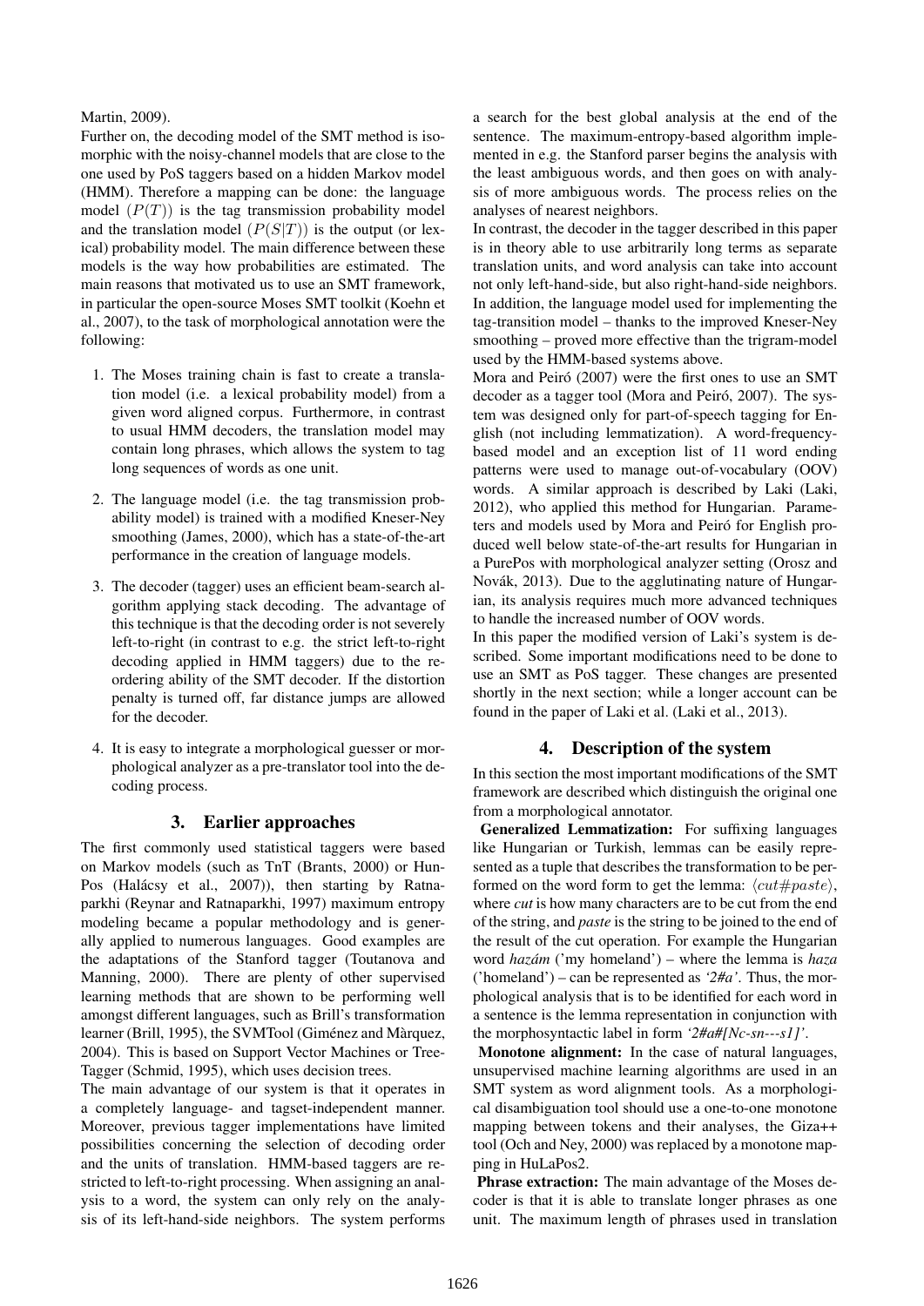Martin, 2009).

Further on, the decoding model of the SMT method is isomorphic with the noisy-channel models that are close to the one used by PoS taggers based on a hidden Markov model (HMM). Therefore a mapping can be done: the language model $(P(T))$ is the tag transmission probability model and the translation model $(P(S|T))$ is the output (or lexical) probability model. The main difference between these models is the way how probabilities are estimated. The main reasons that motivated us to use an SMT framework, in particular the open-source Moses SMT toolkit (Koehn et al., 2007), to the task of morphological annotation were the following:

1. The Moses training chain is fast to create a translation model (i.e. a lexical probability model) from a given word aligned corpus. Furthermore, in contrast to usual HMM decoders, the translation model may contain long phrases, which allows the system to tag long sequences of words as one unit.
2. The language model (i.e. the tag transmission probability model) is trained with a modified Kneser-Ney smoothing (James, 2000), which has a state-of-the-art performance in the creation of language models.
3. The decoder (tagger) uses an efficient beam-search algorithm applying stack decoding. The advantage of this technique is that the decoding order is not severely left-to-right (in contrast to e.g. the strict left-to-right decoding applied in HMM taggers) due to the reordering ability of the SMT decoder. If the distortion penalty is turned off, far distance jumps are allowed for the decoder.
4. It is easy to integrate a morphological guesser or morphological analyzer as a pre-translator tool into the decoding process.

## 3. Earlier approaches

The first commonly used statistical taggers were based on Markov models (such as TnT (Brants, 2000) or HunPos (Halácsy et al., 2007)), then starting by Ratnaparkhi (Reynar and Ratnaparkhi, 1997) maximum entropy modeling became a popular methodology and is generally applied to numerous languages. Good examples are the adaptations of the Stanford tagger (Toutanova and Manning, 2000). There are plenty of other supervised learning methods that are shown to be performing well amongst different languages, such as Brill's transformation learner (Brill, 1995), the SVMTool (Giménez and Màrquez, 2004). This is based on Support Vector Machines or TreeTagger (Schmid, 1995), which uses decision trees.

The main advantage of our system is that it operates in a completely language- and tagset-independent manner. Moreover, previous tagger implementations have limited possibilities concerning the selection of decoding order and the units of translation. HMM-based taggers are restricted to left-to-right processing. When assigning an analysis to a word, the system can only rely on the analysis of its left-hand-side neighbors. The system performs a search for the best global analysis at the end of the sentence. The maximum-entropy-based algorithm implemented in e.g. the Stanford parser begins the analysis with the least ambiguous words, and then goes on with analysis of more ambiguous words. The process relies on the analyses of nearest neighbors.

In contrast, the decoder in the tagger described in this paper is in theory able to use arbitrarily long terms as separate translation units, and word analysis can take into account not only left-hand-side, but also right-hand-side neighbors. In addition, the language model used for implementing the tag-transition model – thanks to the improved Kneser-Ney smoothing – proved more effective than the trigram-model used by the HMM-based systems above.

Mora and Peiró (2007) were the first ones to use an SMT decoder as a tagger tool (Mora and Peiró, 2007). The system was designed only for part-of-speech tagging for English (not including lemmatization). A word-frequency-based model and an exception list of 11 word ending patterns were used to manage out-of-vocabulary (OOV) words. A similar approach is described by Laki (Laki, 2012), who applied this method for Hungarian. Parameters and models used by Mora and Peiró for English produced well below state-of-the-art results for Hungarian in a PurePos with morphological analyzer setting (Orosz and Novák, 2013). Due to the agglutinating nature of Hungarian, its analysis requires much more advanced techniques to handle the increased number of OOV words.

In this paper the modified version of Laki's system is described. Some important modifications need to be done to use an SMT as PoS tagger. These changes are presented shortly in the next section; while a longer account can be found in the paper of Laki et al. (Laki et al., 2013).

## 4. Description of the system

In this section the most important modifications of the SMT framework are described which distinguish the original one from a morphological annotator.

**Generalized Lemmatization:** For suffixing languages like Hungarian or Turkish, lemmas can be easily represented as a tuple that describes the transformation to be performed on the word form to get the lemma: $\langle cut\#paste\rangle$, where *cut* is how many characters are to be cut from the end of the string, and *paste* is the string to be joined to the end of the result of the cut operation. For example the Hungarian word *hazám* ('my homeland') – where the lemma is *haza* ('homeland') – can be represented as *'2#a'*. Thus, the morphological analysis that is to be identified for each word in a sentence is the lemma representation in conjunction with the morphosyntactic label in form *'2#a#[Nc-sn---s1]'*.

**Monotone alignment:** In the case of natural languages, unsupervised machine learning algorithms are used in an SMT system as word alignment tools. As a morphological disambiguation tool should use a one-to-one monotone mapping between tokens and their analyses, the Giza++ tool (Och and Ney, 2000) was replaced by a monotone mapping in HuLaPos2.

**Phrase extraction:** The main advantage of the Moses decoder is that it is able to translate longer phrases as one unit. The maximum length of phrases used in translation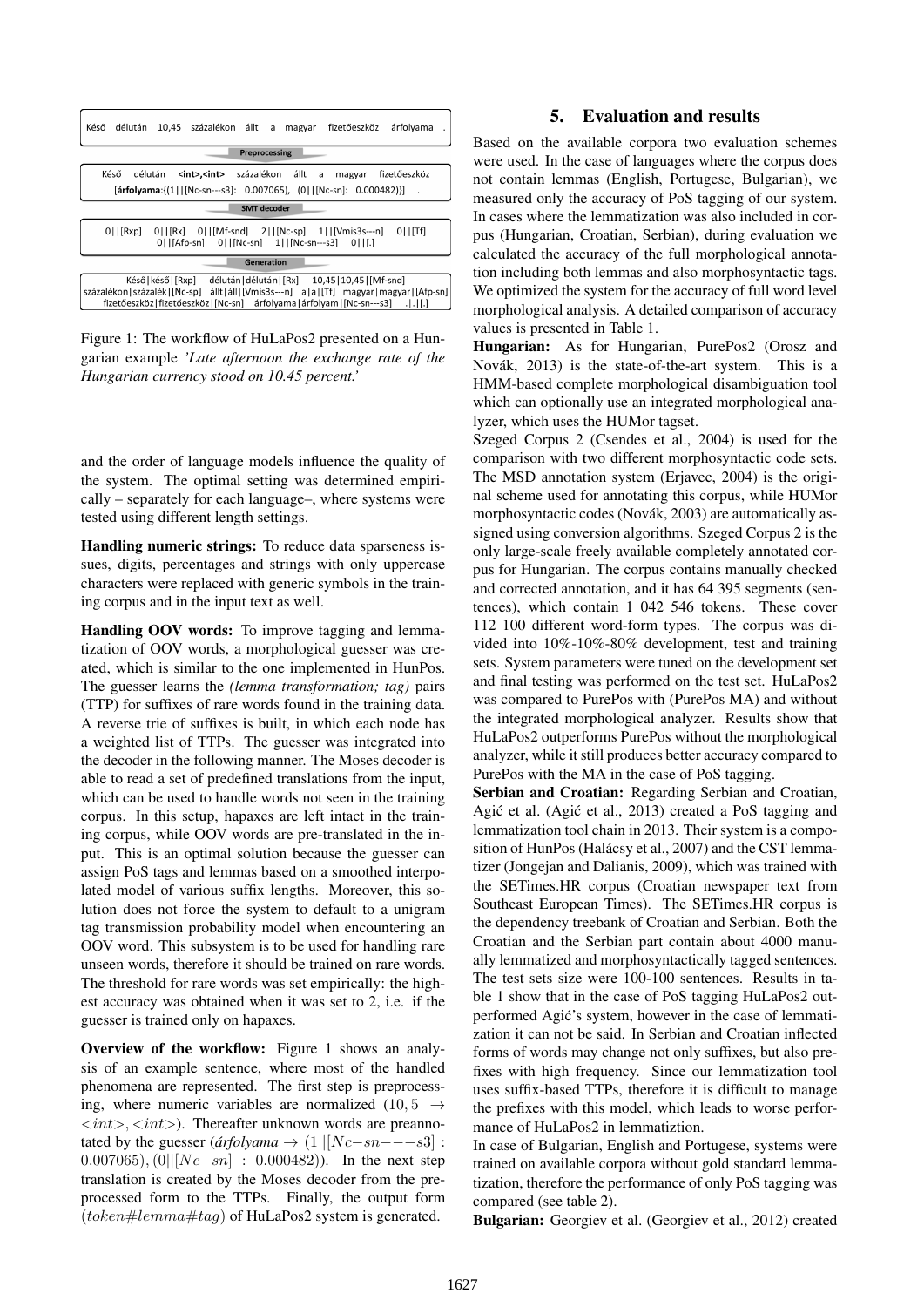Késő délután 10,45 százalékon állt a magyar fizetőeszköz árfolyama .

**Preprocessing**

Késő délután **<int>,<int>** százalékon állt a magyar fizetőeszköz [**árfolyama**:((1||[Nc-sn---s3]: 0.007065), (0||[Nc-sn]: 0.000482))] .

**SMT decoder**

0||[Rxp] 0||[Rx] 0||[Mf-snd] 2||[Nc-sp] 1||[Vmis3s---n] 0||[Tf] 0||[Afp-sn] 0||[Nc-sn] 1||[Nc-sn---s3] 0||[.]

**Generation**

Késő|késő|[Rxp] délután|délután|[Rx] 10,45|10,45|[Mf-snd] százalékon|százalék|[Nc-sp] állt|áll|[Vmis3s---n] a|a|[Tf] magyar|magyar|[Afp-sn] fizetőeszköz|fizetőeszköz|[Nc-sn] árfolyama|árfolyam|[Nc-sn---s3] .|.|[.]

Figure 1: The workflow of HuLaPos2 presented on a Hungarian example *'Late afternoon the exchange rate of the Hungarian currency stood on 10.45 percent.'*

and the order of language models influence the quality of the system. The optimal setting was determined empirically – separately for each language–, where systems were tested using different length settings.

**Handling numeric strings:** To reduce data sparseness issues, digits, percentages and strings with only uppercase characters were replaced with generic symbols in the training corpus and in the input text as well.

**Handling OOV words:** To improve tagging and lemmatization of OOV words, a morphological guesser was created, which is similar to the one implemented in HunPos. The guesser learns the *(lemma transformation; tag)* pairs (TTP) for suffixes of rare words found in the training data. A reverse trie of suffixes is built, in which each node has a weighted list of TTPs. The guesser was integrated into the decoder in the following manner. The Moses decoder is able to read a set of predefined translations from the input, which can be used to handle words not seen in the training corpus. In this setup, hapaxes are left intact in the training corpus, while OOV words are pre-translated in the input. This is an optimal solution because the guesser can assign PoS tags and lemmas based on a smoothed interpolated model of various suffix lengths. Moreover, this solution does not force the system to default to a unigram tag transmission probability model when encountering an OOV word. This subsystem is to be used for handling rare unseen words, therefore it should be trained on rare words. The threshold for rare words was set empirically: the highest accuracy was obtained when it was set to 2, i.e. if the guesser is trained only on hapaxes.

**Overview of the workflow:** Figure 1 shows an analysis of an example sentence, where most of the handled phenomena are represented. The first step is preprocessing, where numeric variables are normalized ($10,5 \rightarrow <int>,<int>$). Thereafter unknown words are preannotated by the guesser (*árfolyama* $\rightarrow$ $(1|||[Nc{-}sn{-}{-}{-}s3]:$ $0.007065), (0||[Nc{-}sn]:0.000482))$). In the next step translation is created by the Moses decoder from the preprocessed form to the TTPs. Finally, the output form ($token\#lemma\#tag$) of HuLaPos2 system is generated.

## 5. Evaluation and results

Based on the available corpora two evaluation schemes were used. In the case of languages where the corpus does not contain lemmas (English, Portugese, Bulgarian), we measured only the accuracy of PoS tagging of our system. In cases where the lemmatization was also included in corpus (Hungarian, Croatian, Serbian), during evaluation we calculated the accuracy of the full morphological annotation including both lemmas and also morphosyntactic tags. We optimized the system for the accuracy of full word level morphological analysis. A detailed comparison of accuracy values is presented in Table 1.

**Hungarian:** As for Hungarian, PurePos2 (Orosz and Novák, 2013) is the state-of-the-art system. This is a HMM-based complete morphological disambiguation tool which can optionally use an integrated morphological analyzer, which uses the HUMor tagset.

Szeged Corpus 2 (Csendes et al., 2004) is used for the comparison with two different morphosyntactic code sets. The MSD annotation system (Erjavec, 2004) is the original scheme used for annotating this corpus, while HUMor morphosyntactic codes (Novák, 2003) are automatically assigned using conversion algorithms. Szeged Corpus 2 is the only large-scale freely available completely annotated corpus for Hungarian. The corpus contains manually checked and corrected annotation, and it has 64 395 segments (sentences), which contain 1 042 546 tokens. These cover 112 100 different word-form types. The corpus was divided into 10%-10%-80% development, test and training sets. System parameters were tuned on the development set and final testing was performed on the test set. HuLaPos2 was compared to PurePos with (PurePos MA) and without the integrated morphological analyzer. Results show that HuLaPos2 outperforms PurePos without the morphological analyzer, while it still produces better accuracy compared to PurePos with the MA in the case of PoS tagging.

**Serbian and Croatian:** Regarding Serbian and Croatian, Agić et al. (Agić et al., 2013) created a PoS tagging and lemmatization tool chain in 2013. Their system is a composition of HunPos (Halácsy et al., 2007) and the CST lemmatizer (Jongejan and Dalianis, 2009), which was trained with the SETimes.HR corpus (Croatian newspaper text from Southeast European Times). The SETimes.HR corpus is the dependency treebank of Croatian and Serbian. Both the Croatian and the Serbian part contain about 4000 manually lemmatized and morphosyntactically tagged sentences. The test sets size were 100-100 sentences. Results in table 1 show that in the case of PoS tagging HuLaPos2 outperformed Agić's system, however in the case of lemmatization it can not be said. In Serbian and Croatian inflected forms of words may change not only suffixes, but also prefixes with high frequency. Since our lemmatization tool uses suffix-based TTPs, therefore it is difficult to manage the prefixes with this model, which leads to worse performance of HuLaPos2 in lemmatiztion.

In case of Bulgarian, English and Portugese, systems were trained on available corpora without gold standard lemmatization, therefore the performance of only PoS tagging was compared (see table 2).

**Bulgarian:** Georgiev et al. (Georgiev et al., 2012) created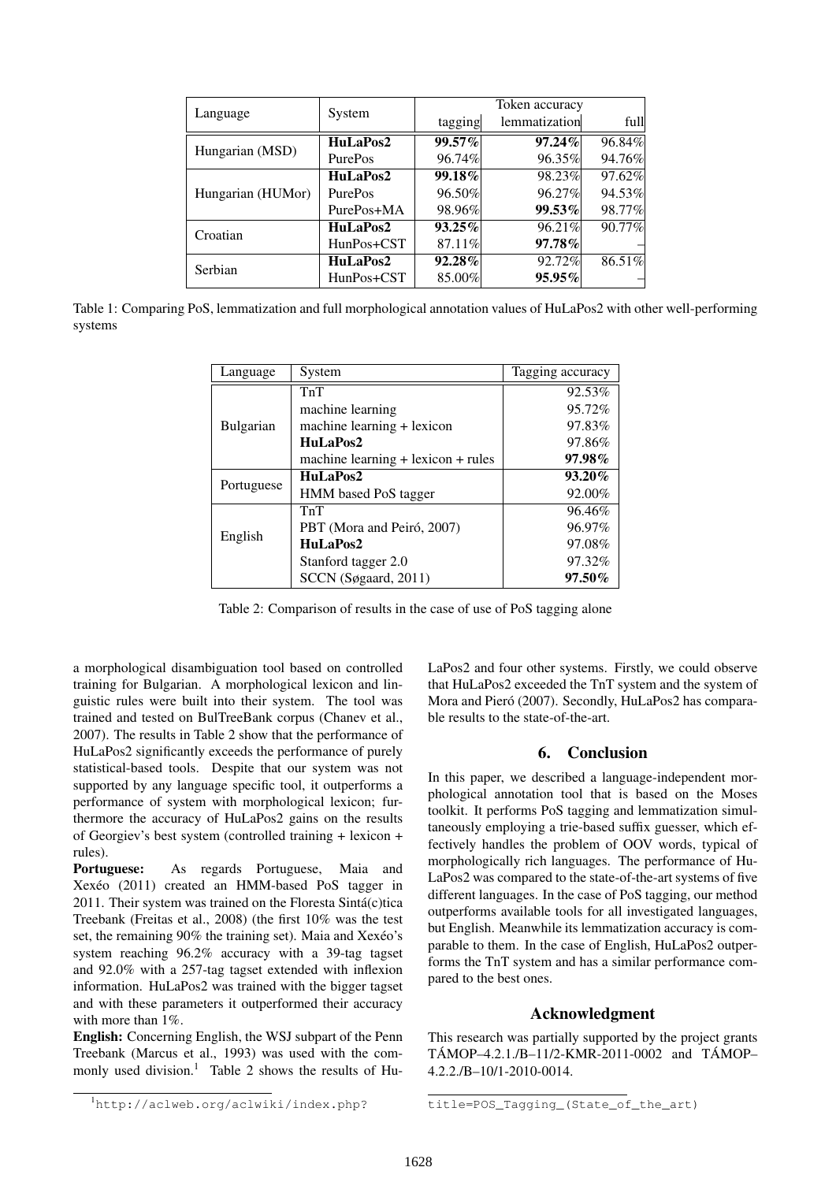| Language | System | Token accuracy | | |
|---|---|---|---|---|
| | | tagging | lemmatization | full |
| Hungarian (MSD) | **HuLaPos2** | **99.57%** | **97.24%** | 96.84% |
| | PurePos | 96.74% | 96.35% | 94.76% |
| Hungarian (HUMor) | **HuLaPos2** | **99.18%** | 98.23% | 97.62% |
| | PurePos | 96.50% | 96.27% | 94.53% |
| | PurePos+MA | 98.96% | **99.53%** | 98.77% |
| Croatian | **HuLaPos2** | **93.25%** | 96.21% | 90.77% |
| | HunPos+CST | 87.11% | **97.78%** | – |
| Serbian | **HuLaPos2** | **92.28%** | 92.72% | 86.51% |
| | HunPos+CST | 85.00% | **95.95%** | – |

Table 1: Comparing PoS, lemmatization and full morphological annotation values of HuLaPos2 with other well-performing systems

| Language | System | Tagging accuracy |
|---|---|---|
| Bulgarian | TnT | 92.53% |
| | machine learning | 95.72% |
| | machine learning + lexicon | 97.83% |
| | **HuLaPos2** | 97.86% |
| | machine learning + lexicon + rules | **97.98%** |
| Portuguese | **HuLaPos2** | **93.20%** |
| | HMM based PoS tagger | 92.00% |
| English | TnT | 96.46% |
| | PBT (Mora and Peiró, 2007) | 96.97% |
| | **HuLaPos2** | 97.08% |
| | Stanford tagger 2.0 | 97.32% |
| | SCCN (Søgaard, 2011) | **97.50%** |

Table 2: Comparison of results in the case of use of PoS tagging alone

a morphological disambiguation tool based on controlled training for Bulgarian. A morphological lexicon and linguistic rules were built into their system. The tool was trained and tested on BulTreeBank corpus (Chanev et al., 2007). The results in Table 2 show that the performance of HuLaPos2 significantly exceeds the performance of purely statistical-based tools. Despite that our system was not supported by any language specific tool, it outperforms a performance of system with morphological lexicon; furthermore the accuracy of HuLaPos2 gains on the results of Georgiev's best system (controlled training + lexicon + rules).

**Portuguese:** As regards Portuguese, Maia and Xexéo (2011) created an HMM-based PoS tagger in 2011. Their system was trained on the Floresta Sintá(c)tica Treebank (Freitas et al., 2008) (the first 10% was the test set, the remaining 90% the training set). Maia and Xexéo's system reaching 96.2% accuracy with a 39-tag tagset and 92.0% with a 257-tag tagset extended with inflexion information. HuLaPos2 was trained with the bigger tagset and with these parameters it outperformed their accuracy with more than 1%.

**English:** Concerning English, the WSJ subpart of the Penn Treebank (Marcus et al., 1993) was used with the commonly used division.[1] Table 2 shows the results of HuLaPos2 and four other systems. Firstly, we could observe that HuLaPos2 exceeded the TnT system and the system of Mora and Pieró (2007). Secondly, HuLaPos2 has comparable results to the state-of-the-art.

## 6. Conclusion

In this paper, we described a language-independent morphological annotation tool that is based on the Moses toolkit. It performs PoS tagging and lemmatization simultaneously employing a trie-based suffix guesser, which effectively handles the problem of OOV words, typical of morphologically rich languages. The performance of HuLaPos2 was compared to the state-of-the-art systems of five different languages. In the case of PoS tagging, our method outperforms available tools for all investigated languages, but English. Meanwhile its lemmatization accuracy is comparable to them. In the case of English, HuLaPos2 outperforms the TnT system and has a similar performance compared to the best ones.

## Acknowledgment

This research was partially supported by the project grants TÁMOP–4.2.1./B–11/2-KMR-2011-0002 and TÁMOP–4.2.2./B–10/1-2010-0014.

[1] `http://aclweb.org/aclwiki/index.php?title=POS_Tagging_(State_of_the_art)`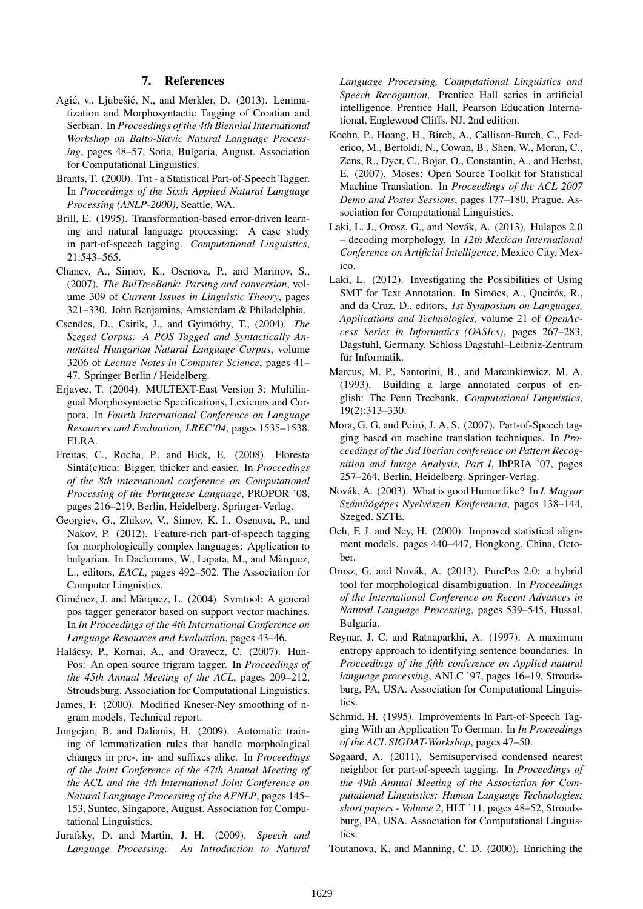## 7. References

Agić, v., Ljubešić, N., and Merkler, D. (2013). Lemmatization and Morphosyntactic Tagging of Croatian and Serbian. In *Proceedings of the 4th Biennial International Workshop on Balto-Slavic Natural Language Processing*, pages 48–57, Sofia, Bulgaria, August. Association for Computational Linguistics.

Brants, T. (2000). Tnt - a Statistical Part-of-Speech Tagger. In *Proceedings of the Sixth Applied Natural Language Processing (ANLP-2000)*, Seattle, WA.

Brill, E. (1995). Transformation-based error-driven learning and natural language processing: A case study in part-of-speech tagging. *Computational Linguistics*, 21:543–565.

Chanev, A., Simov, K., Osenova, P., and Marinov, S., (2007). *The BulTreeBank: Parsing and conversion*, volume 309 of *Current Issues in Linguistic Theory*, pages 321–330. John Benjamins, Amsterdam & Philadelphia.

Csendes, D., Csirik, J., and Gyimóthy, T., (2004). *The Szeged Corpus: A POS Tagged and Syntactically Annotated Hungarian Natural Language Corpus*, volume 3206 of *Lecture Notes in Computer Science*, pages 41–47. Springer Berlin / Heidelberg.

Erjavec, T. (2004). MULTEXT-East Version 3: Multilingual Morphosyntactic Specifications, Lexicons and Corpora. In *Fourth International Conference on Language Resources and Evaluation, LREC'04*, pages 1535–1538. ELRA.

Freitas, C., Rocha, P., and Bick, E. (2008). Floresta Sintá(c)tica: Bigger, thicker and easier. In *Proceedings of the 8th international conference on Computational Processing of the Portuguese Language*, PROPOR '08, pages 216–219, Berlin, Heidelberg. Springer-Verlag.

Georgiev, G., Zhikov, V., Simov, K. I., Osenova, P., and Nakov, P. (2012). Feature-rich part-of-speech tagging for morphologically complex languages: Application to bulgarian. In Daelemans, W., Lapata, M., and Màrquez, L., editors, *EACL*, pages 492–502. The Association for Computer Linguistics.

Giménez, J. and Màrquez, L. (2004). Svmtool: A general pos tagger generator based on support vector machines. In *In Proceedings of the 4th International Conference on Language Resources and Evaluation*, pages 43–46.

Halácsy, P., Kornai, A., and Oravecz, C. (2007). HunPos: An open source trigram tagger. In *Proceedings of the 45th Annual Meeting of the ACL*, pages 209–212, Stroudsburg. Association for Computational Linguistics.

James, F. (2000). Modified Kneser-Ney smoothing of n-gram models. Technical report.

Jongejan, B. and Dalianis, H. (2009). Automatic training of lemmatization rules that handle morphological changes in pre-, in- and suffixes alike. In *Proceedings of the Joint Conference of the 47th Annual Meeting of the ACL and the 4th International Joint Conference on Natural Language Processing of the AFNLP*, pages 145–153, Suntec, Singapore, August. Association for Computational Linguistics.

Jurafsky, D. and Martin, J. H. (2009). *Speech and Language Processing: An Introduction to Natural Language Processing, Computational Linguistics and Speech Recognition*. Prentice Hall series in artificial intelligence. Prentice Hall, Pearson Education International, Englewood Cliffs, NJ, 2nd edition.

Koehn, P., Hoang, H., Birch, A., Callison-Burch, C., Federico, M., Bertoldi, N., Cowan, B., Shen, W., Moran, C., Zens, R., Dyer, C., Bojar, O., Constantin, A., and Herbst, E. (2007). Moses: Open Source Toolkit for Statistical Machine Translation. In *Proceedings of the ACL 2007 Demo and Poster Sessions*, pages 177–180, Prague. Association for Computational Linguistics.

Laki, L. J., Orosz, G., and Novák, A. (2013). Hulapos 2.0 – decoding morphology. In *12th Mexican International Conference on Artificial Intelligence*, Mexico City, Mexico.

Laki, L. (2012). Investigating the Possibilities of Using SMT for Text Annotation. In Simões, A., Queirós, R., and da Cruz, D., editors, *1st Symposium on Languages, Applications and Technologies*, volume 21 of *OpenAccess Series in Informatics (OASIcs)*, pages 267–283, Dagstuhl, Germany. Schloss Dagstuhl–Leibniz-Zentrum für Informatik.

Marcus, M. P., Santorini, B., and Marcinkiewicz, M. A. (1993). Building a large annotated corpus of english: The Penn Treebank. *Computational Linguistics*, 19(2):313–330.

Mora, G. G. and Peiró, J. A. S. (2007). Part-of-Speech tagging based on machine translation techniques. In *Proceedings of the 3rd Iberian conference on Pattern Recognition and Image Analysis, Part I*, IbPRIA '07, pages 257–264, Berlin, Heidelberg. Springer-Verlag.

Novák, A. (2003). What is good Humor like? In *I. Magyar Számítógépes Nyelvészeti Konferencia*, pages 138–144, Szeged. SZTE.

Och, F. J. and Ney, H. (2000). Improved statistical alignment models. pages 440–447, Hongkong, China, October.

Orosz, G. and Novák, A. (2013). PurePos 2.0: a hybrid tool for morphological disambiguation. In *Proceedings of the International Conference on Recent Advances in Natural Language Processing*, pages 539–545, Hussal, Bulgaria.

Reynar, J. C. and Ratnaparkhi, A. (1997). A maximum entropy approach to identifying sentence boundaries. In *Proceedings of the fifth conference on Applied natural language processing*, ANLC '97, pages 16–19, Stroudsburg, PA, USA. Association for Computational Linguistics.

Schmid, H. (1995). Improvements In Part-of-Speech Tagging With an Application To German. In *In Proceedings of the ACL SIGDAT-Workshop*, pages 47–50.

Søgaard, A. (2011). Semisupervised condensed nearest neighbor for part-of-speech tagging. In *Proceedings of the 49th Annual Meeting of the Association for Computational Linguistics: Human Language Technologies: short papers - Volume 2*, HLT '11, pages 48–52, Stroudsburg, PA, USA. Association for Computational Linguistics.

Toutanova, K. and Manning, C. D. (2000). Enriching the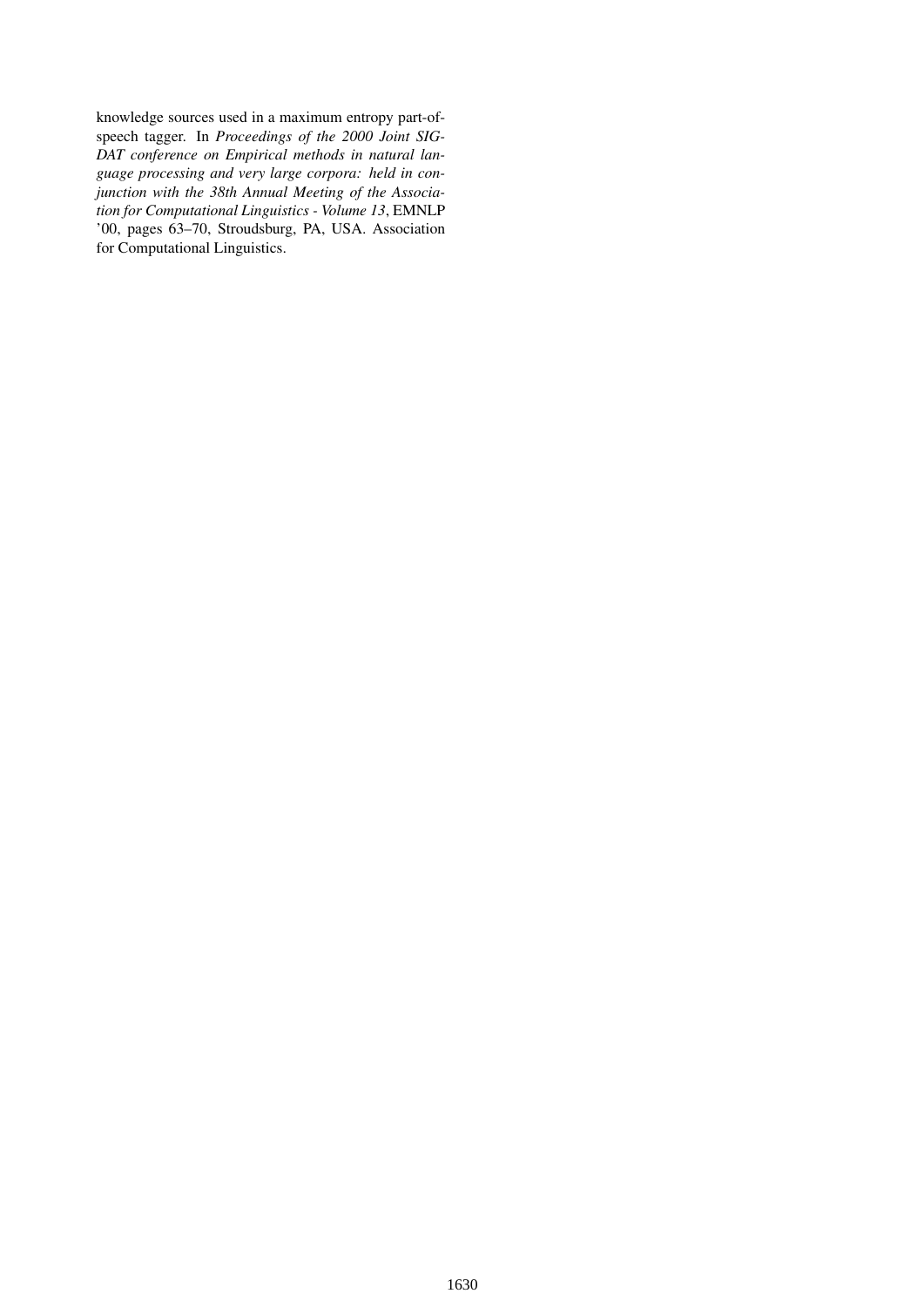knowledge sources used in a maximum entropy part-of-speech tagger. In *Proceedings of the 2000 Joint SIGDAT conference on Empirical methods in natural language processing and very large corpora: held in conjunction with the 38th Annual Meeting of the Association for Computational Linguistics - Volume 13*, EMNLP '00, pages 63–70, Stroudsburg, PA, USA. Association for Computational Linguistics.